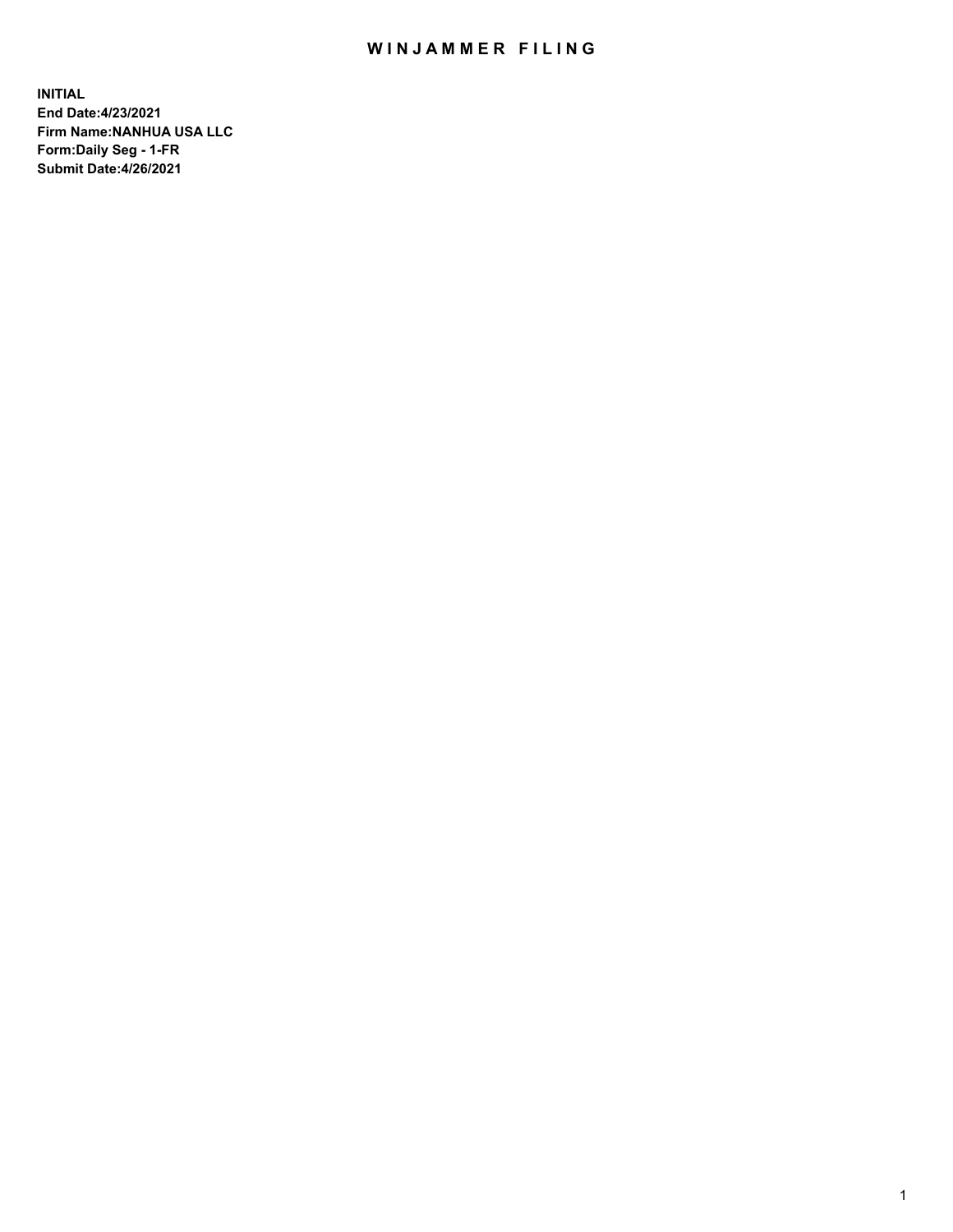# WINJAMMER FILING

**INITIAL**
**End Date:4/23/2021**
**Firm Name:NANHUA USA LLC**
**Form:Daily Seg - 1-FR**
**Submit Date:4/26/2021**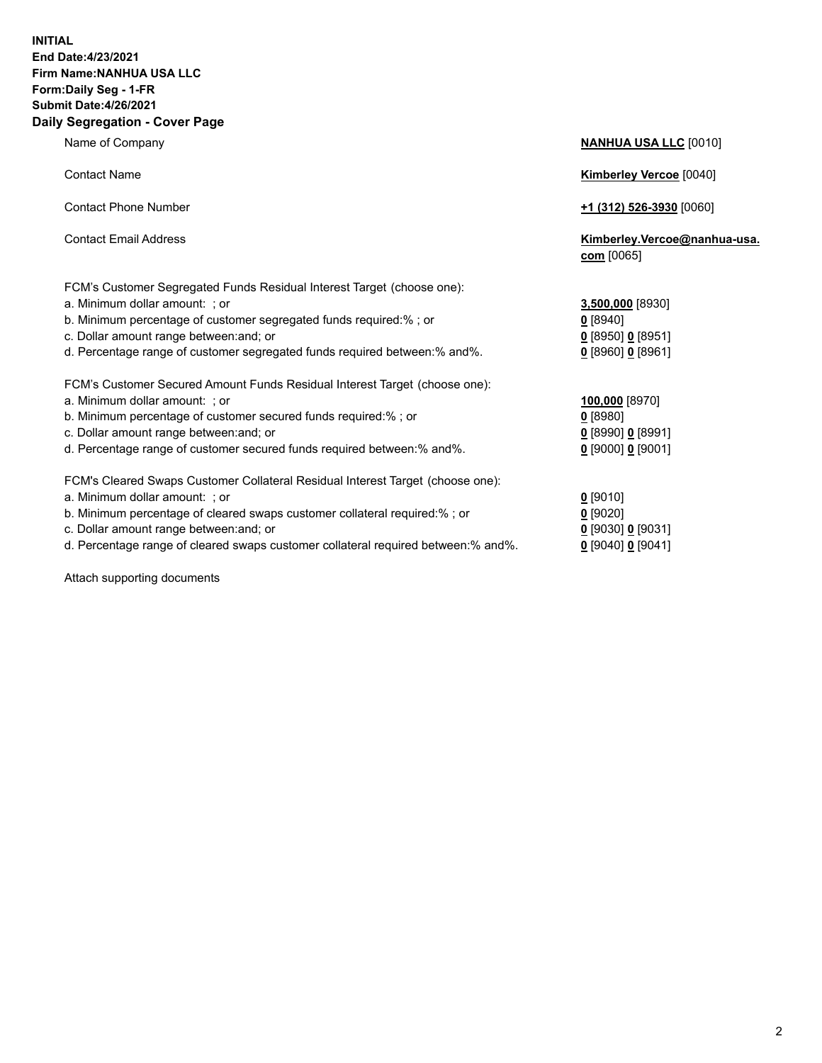**INITIAL**
**End Date:4/23/2021**
**Firm Name:NANHUA USA LLC**
**Form:Daily Seg - 1-FR**
**Submit Date:4/26/2021**

## Daily Segregation - Cover Page

| | |
|---|---|
| Name of Company | **NANHUA USA LLC** [0010] |
| Contact Name | **Kimberley Vercoe** [0040] |
| Contact Phone Number | **+1 (312) 526-3930** [0060] |
| Contact Email Address | **Kimberley.Vercoe@nanhua-usa.com** [0065] |

FCM's Customer Segregated Funds Residual Interest Target (choose one):

| | |
|---|---|
| a. Minimum dollar amount: ; or | **3,500,000** [8930] |
| b. Minimum percentage of customer segregated funds required:% ; or | **0** [8940] |
| c. Dollar amount range between:and; or | **0** [8950] **0** [8951] |
| d. Percentage range of customer segregated funds required between:% and%. | **0** [8960] **0** [8961] |

FCM's Customer Secured Amount Funds Residual Interest Target (choose one):

| | |
|---|---|
| a. Minimum dollar amount: ; or | **100,000** [8970] |
| b. Minimum percentage of customer secured funds required:% ; or | **0** [8980] |
| c. Dollar amount range between:and; or | **0** [8990] **0** [8991] |
| d. Percentage range of customer secured funds required between:% and%. | **0** [9000] **0** [9001] |

FCM's Cleared Swaps Customer Collateral Residual Interest Target (choose one):

| | |
|---|---|
| a. Minimum dollar amount: ; or | **0** [9010] |
| b. Minimum percentage of cleared swaps customer collateral required:% ; or | **0** [9020] |
| c. Dollar amount range between:and; or | **0** [9030] **0** [9031] |
| d. Percentage range of cleared swaps customer collateral required between:% and%. | **0** [9040] **0** [9041] |

Attach supporting documents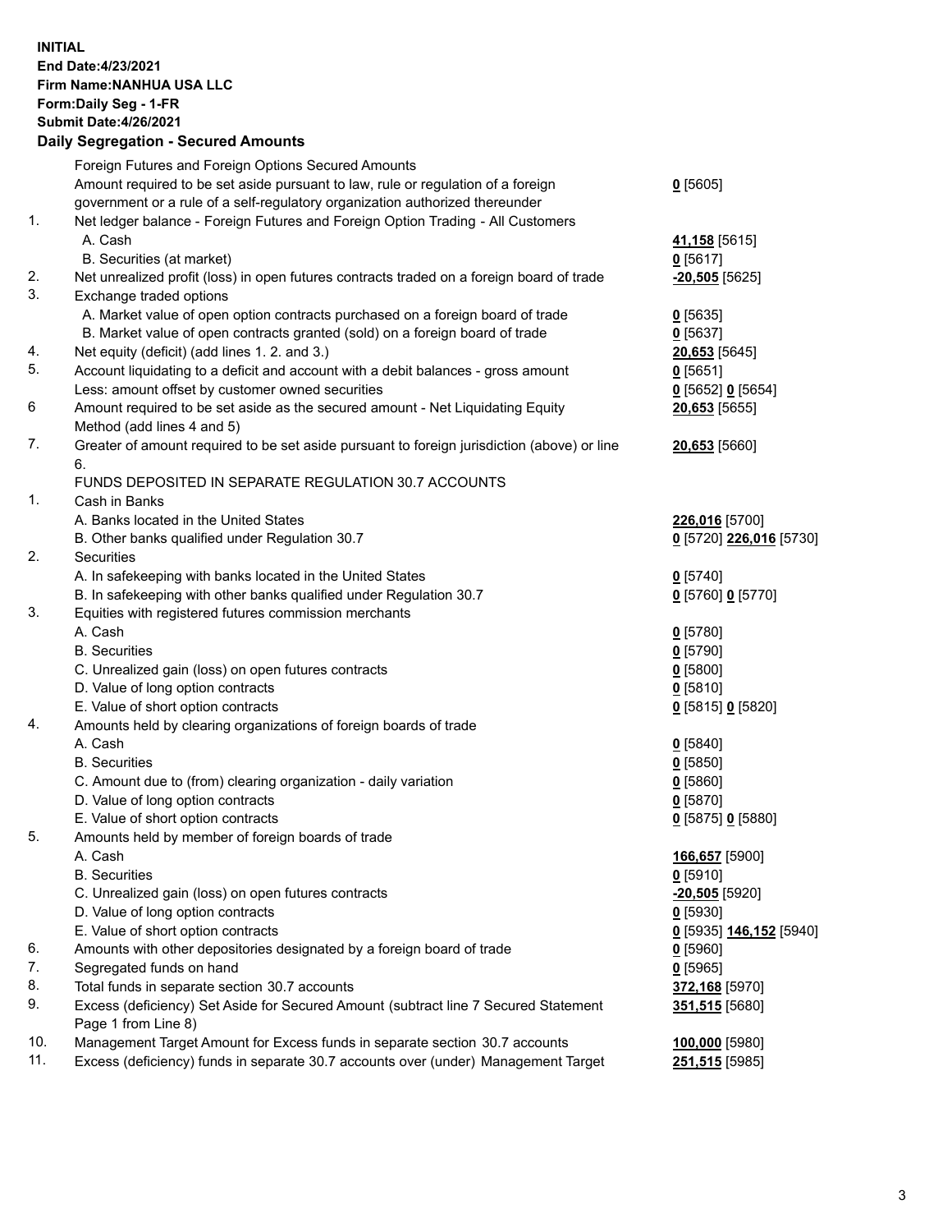**INITIAL**
**End Date:4/23/2021**
**Firm Name:NANHUA USA LLC**
**Form:Daily Seg - 1-FR**
**Submit Date:4/26/2021**

## Daily Segregation - Secured Amounts

| | | |
|---|---|---|
| | Foreign Futures and Foreign Options Secured Amounts | |
| | Amount required to be set aside pursuant to law, rule or regulation of a foreign government or a rule of a self-regulatory organization authorized thereunder | **0** [5605] |
| 1. | Net ledger balance - Foreign Futures and Foreign Option Trading - All Customers | |
| | A. Cash | **41,158** [5615] |
| | B. Securities (at market) | **0** [5617] |
| 2. | Net unrealized profit (loss) in open futures contracts traded on a foreign board of trade | **-20,505** [5625] |
| 3. | Exchange traded options | |
| | A. Market value of open option contracts purchased on a foreign board of trade | **0** [5635] |
| | B. Market value of open contracts granted (sold) on a foreign board of trade | **0** [5637] |
| 4. | Net equity (deficit) (add lines 1. 2. and 3.) | **20,653** [5645] |
| 5. | Account liquidating to a deficit and account with a debit balances - gross amount | **0** [5651] |
| | Less: amount offset by customer owned securities | **0** [5652] **0** [5654] |
| 6 | Amount required to be set aside as the secured amount - Net Liquidating Equity Method (add lines 4 and 5) | **20,653** [5655] |
| 7. | Greater of amount required to be set aside pursuant to foreign jurisdiction (above) or line 6. | **20,653** [5660] |
| | FUNDS DEPOSITED IN SEPARATE REGULATION 30.7 ACCOUNTS | |
| 1. | Cash in Banks | |
| | A. Banks located in the United States | **226,016** [5700] |
| | B. Other banks qualified under Regulation 30.7 | **0** [5720] **226,016** [5730] |
| 2. | Securities | |
| | A. In safekeeping with banks located in the United States | **0** [5740] |
| | B. In safekeeping with other banks qualified under Regulation 30.7 | **0** [5760] **0** [5770] |
| 3. | Equities with registered futures commission merchants | |
| | A. Cash | **0** [5780] |
| | B. Securities | **0** [5790] |
| | C. Unrealized gain (loss) on open futures contracts | **0** [5800] |
| | D. Value of long option contracts | **0** [5810] |
| | E. Value of short option contracts | **0** [5815] **0** [5820] |
| 4. | Amounts held by clearing organizations of foreign boards of trade | |
| | A. Cash | **0** [5840] |
| | B. Securities | **0** [5850] |
| | C. Amount due to (from) clearing organization - daily variation | **0** [5860] |
| | D. Value of long option contracts | **0** [5870] |
| | E. Value of short option contracts | **0** [5875] **0** [5880] |
| 5. | Amounts held by member of foreign boards of trade | |
| | A. Cash | **166,657** [5900] |
| | B. Securities | **0** [5910] |
| | C. Unrealized gain (loss) on open futures contracts | **-20,505** [5920] |
| | D. Value of long option contracts | **0** [5930] |
| | E. Value of short option contracts | **0** [5935] **146,152** [5940] |
| 6. | Amounts with other depositories designated by a foreign board of trade | **0** [5960] |
| 7. | Segregated funds on hand | **0** [5965] |
| 8. | Total funds in separate section 30.7 accounts | **372,168** [5970] |
| 9. | Excess (deficiency) Set Aside for Secured Amount (subtract line 7 Secured Statement Page 1 from Line 8) | **351,515** [5680] |
| 10. | Management Target Amount for Excess funds in separate section 30.7 accounts | **100,000** [5980] |
| 11. | Excess (deficiency) funds in separate 30.7 accounts over (under) Management Target | **251,515** [5985] |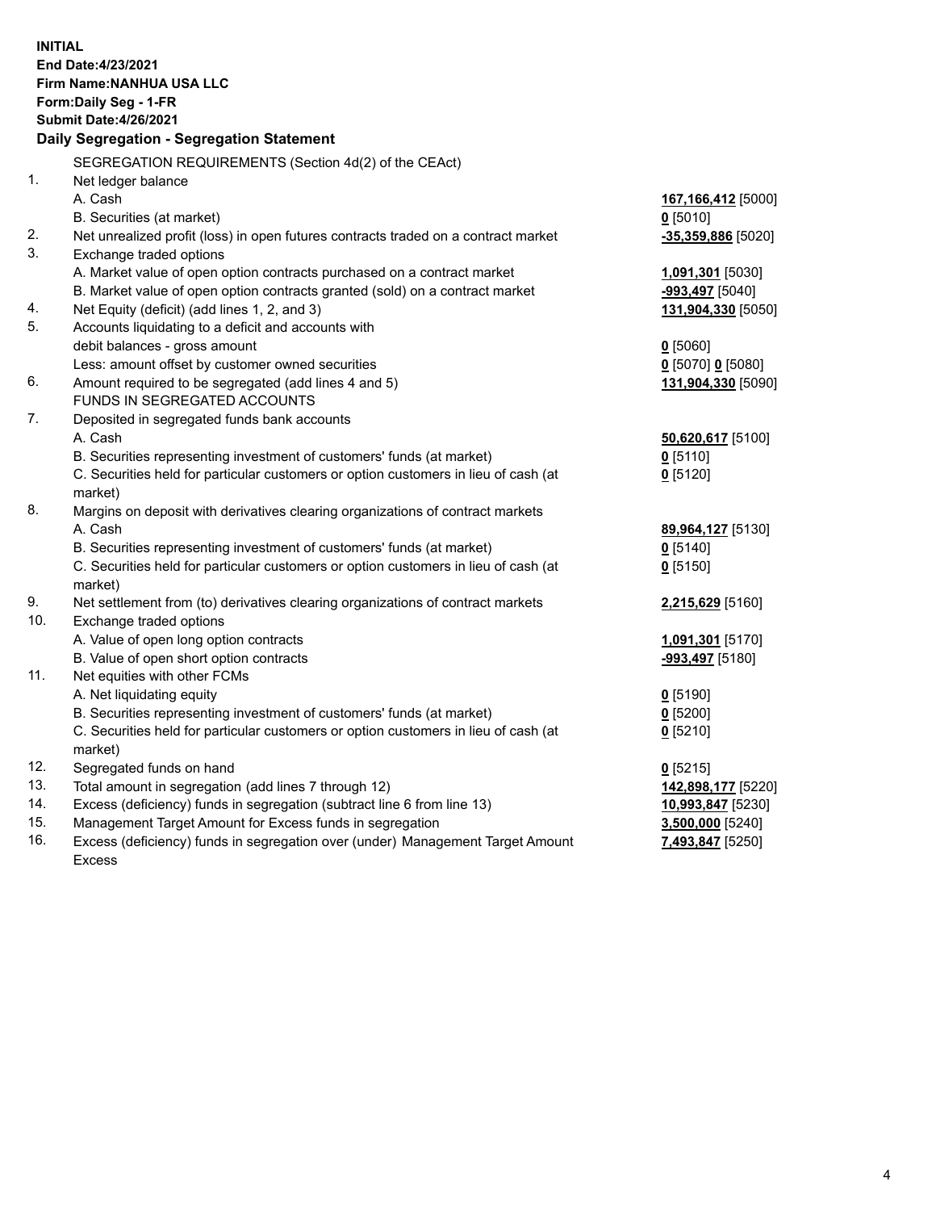**INITIAL**
**End Date:4/23/2021**
**Firm Name:NANHUA USA LLC**
**Form:Daily Seg - 1-FR**
**Submit Date:4/26/2021**

## Daily Segregation - Segregation Statement

| | SEGREGATION REQUIREMENTS (Section 4d(2) of the CEAct) | |
|---|---|---|
| 1. | Net ledger balance | |
| | A. Cash | **167,166,412** [5000] |
| | B. Securities (at market) | **0** [5010] |
| 2. | Net unrealized profit (loss) in open futures contracts traded on a contract market | **-35,359,886** [5020] |
| 3. | Exchange traded options | |
| | A. Market value of open option contracts purchased on a contract market | **1,091,301** [5030] |
| | B. Market value of open option contracts granted (sold) on a contract market | **-993,497** [5040] |
| 4. | Net Equity (deficit) (add lines 1, 2, and 3) | **131,904,330** [5050] |
| 5. | Accounts liquidating to a deficit and accounts with debit balances - gross amount | **0** [5060] |
| | Less: amount offset by customer owned securities | **0** [5070] **0** [5080] |
| 6. | Amount required to be segregated (add lines 4 and 5) | **131,904,330** [5090] |
| | FUNDS IN SEGREGATED ACCOUNTS | |
| 7. | Deposited in segregated funds bank accounts | |
| | A. Cash | **50,620,617** [5100] |
| | B. Securities representing investment of customers' funds (at market) | **0** [5110] |
| | C. Securities held for particular customers or option customers in lieu of cash (at market) | **0** [5120] |
| 8. | Margins on deposit with derivatives clearing organizations of contract markets | |
| | A. Cash | **89,964,127** [5130] |
| | B. Securities representing investment of customers' funds (at market) | **0** [5140] |
| | C. Securities held for particular customers or option customers in lieu of cash (at market) | **0** [5150] |
| 9. | Net settlement from (to) derivatives clearing organizations of contract markets | **2,215,629** [5160] |
| 10. | Exchange traded options | |
| | A. Value of open long option contracts | **1,091,301** [5170] |
| | B. Value of open short option contracts | **-993,497** [5180] |
| 11. | Net equities with other FCMs | |
| | A. Net liquidating equity | **0** [5190] |
| | B. Securities representing investment of customers' funds (at market) | **0** [5200] |
| | C. Securities held for particular customers or option customers in lieu of cash (at market) | **0** [5210] |
| 12. | Segregated funds on hand | **0** [5215] |
| 13. | Total amount in segregation (add lines 7 through 12) | **142,898,177** [5220] |
| 14. | Excess (deficiency) funds in segregation (subtract line 6 from line 13) | **10,993,847** [5230] |
| 15. | Management Target Amount for Excess funds in segregation | **3,500,000** [5240] |
| 16. | Excess (deficiency) funds in segregation over (under) Management Target Amount Excess | **7,493,847** [5250] |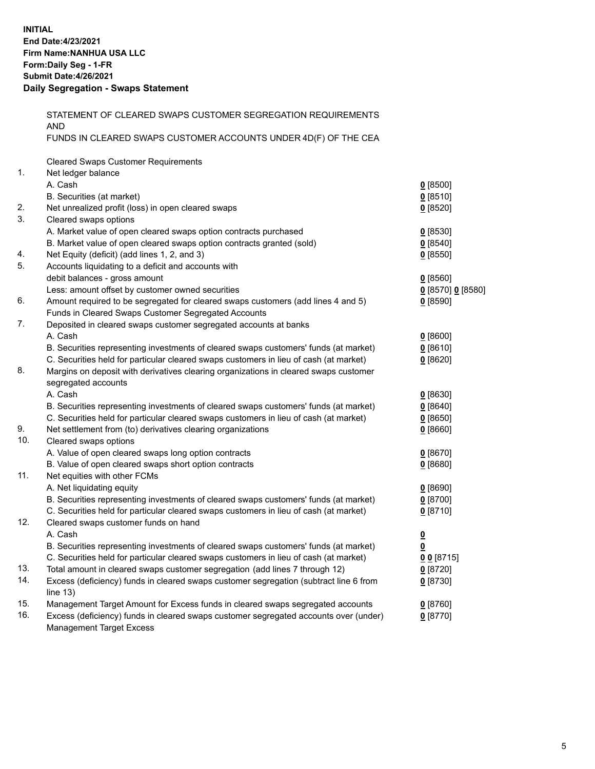**INITIAL**
**End Date:4/23/2021**
**Firm Name:NANHUA USA LLC**
**Form:Daily Seg - 1-FR**
**Submit Date:4/26/2021**
**Daily Segregation - Swaps Statement**

STATEMENT OF CLEARED SWAPS CUSTOMER SEGREGATION REQUIREMENTS AND FUNDS IN CLEARED SWAPS CUSTOMER ACCOUNTS UNDER 4D(F) OF THE CEA

| | | |
|---|---|---|
| | Cleared Swaps Customer Requirements | |
| 1. | Net ledger balance | |
| | A. Cash | 0 [8500] |
| | B. Securities (at market) | 0 [8510] |
| 2. | Net unrealized profit (loss) in open cleared swaps | 0 [8520] |
| 3. | Cleared swaps options | |
| | A. Market value of open cleared swaps option contracts purchased | 0 [8530] |
| | B. Market value of open cleared swaps option contracts granted (sold) | 0 [8540] |
| 4. | Net Equity (deficit) (add lines 1, 2, and 3) | 0 [8550] |
| 5. | Accounts liquidating to a deficit and accounts with debit balances - gross amount | 0 [8560] |
| | Less: amount offset by customer owned securities | 0 [8570] 0 [8580] |
| 6. | Amount required to be segregated for cleared swaps customers (add lines 4 and 5) | 0 [8590] |
| | Funds in Cleared Swaps Customer Segregated Accounts | |
| 7. | Deposited in cleared swaps customer segregated accounts at banks | |
| | A. Cash | 0 [8600] |
| | B. Securities representing investments of cleared swaps customers' funds (at market) | 0 [8610] |
| | C. Securities held for particular cleared swaps customers in lieu of cash (at market) | 0 [8620] |
| 8. | Margins on deposit with derivatives clearing organizations in cleared swaps customer segregated accounts | |
| | A. Cash | 0 [8630] |
| | B. Securities representing investments of cleared swaps customers' funds (at market) | 0 [8640] |
| | C. Securities held for particular cleared swaps customers in lieu of cash (at market) | 0 [8650] |
| 9. | Net settlement from (to) derivatives clearing organizations | 0 [8660] |
| 10. | Cleared swaps options | |
| | A. Value of open cleared swaps long option contracts | 0 [8670] |
| | B. Value of open cleared swaps short option contracts | 0 [8680] |
| 11. | Net equities with other FCMs | |
| | A. Net liquidating equity | 0 [8690] |
| | B. Securities representing investments of cleared swaps customers' funds (at market) | 0 [8700] |
| | C. Securities held for particular cleared swaps customers in lieu of cash (at market) | 0 [8710] |
| 12. | Cleared swaps customer funds on hand | |
| | A. Cash | 0 |
| | B. Securities representing investments of cleared swaps customers' funds (at market) | 0 |
| | C. Securities held for particular cleared swaps customers in lieu of cash (at market) | 0 0 [8715] |
| 13. | Total amount in cleared swaps customer segregation (add lines 7 through 12) | 0 [8720] |
| 14. | Excess (deficiency) funds in cleared swaps customer segregation (subtract line 6 from line 13) | 0 [8730] |
| 15. | Management Target Amount for Excess funds in cleared swaps segregated accounts | 0 [8760] |
| 16. | Excess (deficiency) funds in cleared swaps customer segregated accounts over (under) Management Target Excess | 0 [8770] |